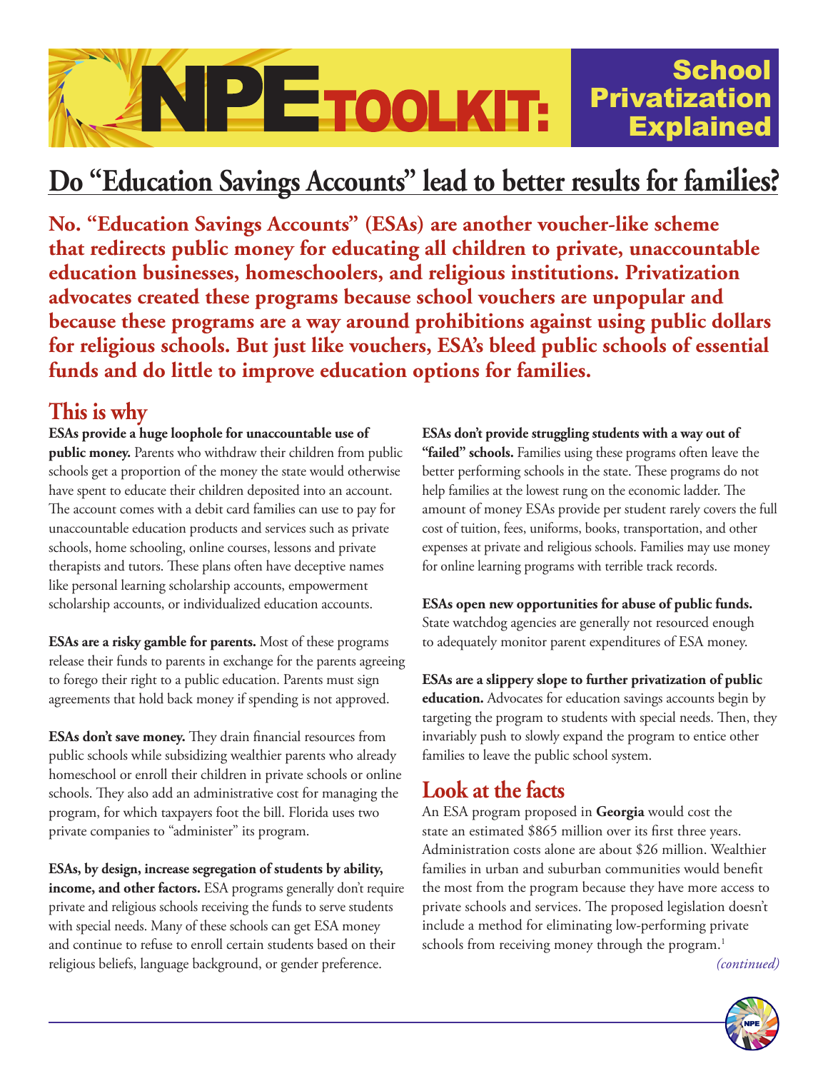# NPE TOOLKIT: School Privatization Explained

## Do "Education Savings Accounts" lead to better results for families?

**No. "Education Savings Accounts" (ESAs) are another voucher-like scheme that redirects public money for educating all children to private, unaccountable education businesses, homeschoolers, and religious institutions. Privatization advocates created these programs because school vouchers are unpopular and because these programs are a way around prohibitions against using public dollars for religious schools. But just like vouchers, ESA's bleed public schools of essential funds and do little to improve education options for families.**

## This is why

**ESAs provide a huge loophole for unaccountable use of public money.** Parents who withdraw their children from public schools get a proportion of the money the state would otherwise have spent to educate their children deposited into an account. The account comes with a debit card families can use to pay for unaccountable education products and services such as private schools, home schooling, online courses, lessons and private therapists and tutors. These plans often have deceptive names like personal learning scholarship accounts, empowerment scholarship accounts, or individualized education accounts.

**ESAs are a risky gamble for parents.** Most of these programs release their funds to parents in exchange for the parents agreeing to forego their right to a public education. Parents must sign agreements that hold back money if spending is not approved.

**ESAs don't save money.** They drain financial resources from public schools while subsidizing wealthier parents who already homeschool or enroll their children in private schools or online schools. They also add an administrative cost for managing the program, for which taxpayers foot the bill. Florida uses two private companies to "administer" its program.

**ESAs, by design, increase segregation of students by ability, income, and other factors.** ESA programs generally don't require private and religious schools receiving the funds to serve students with special needs. Many of these schools can get ESA money and continue to refuse to enroll certain students based on their religious beliefs, language background, or gender preference.

**ESAs don't provide struggling students with a way out of "failed" schools.** Families using these programs often leave the better performing schools in the state. These programs do not help families at the lowest rung on the economic ladder. The amount of money ESAs provide per student rarely covers the full cost of tuition, fees, uniforms, books, transportation, and other expenses at private and religious schools. Families may use money for online learning programs with terrible track records.

**ESAs open new opportunities for abuse of public funds.** State watchdog agencies are generally not resourced enough to adequately monitor parent expenditures of ESA money.

**ESAs are a slippery slope to further privatization of public education.** Advocates for education savings accounts begin by targeting the program to students with special needs. Then, they invariably push to slowly expand the program to entice other families to leave the public school system.

## Look at the facts

An ESA program proposed in **Georgia** would cost the state an estimated $865 million over its first three years. Administration costs alone are about $26 million. Wealthier families in urban and suburban communities would benefit the most from the program because they have more access to private schools and services. The proposed legislation doesn't include a method for eliminating low-performing private schools from receiving money through the program.[1]

*(continued)*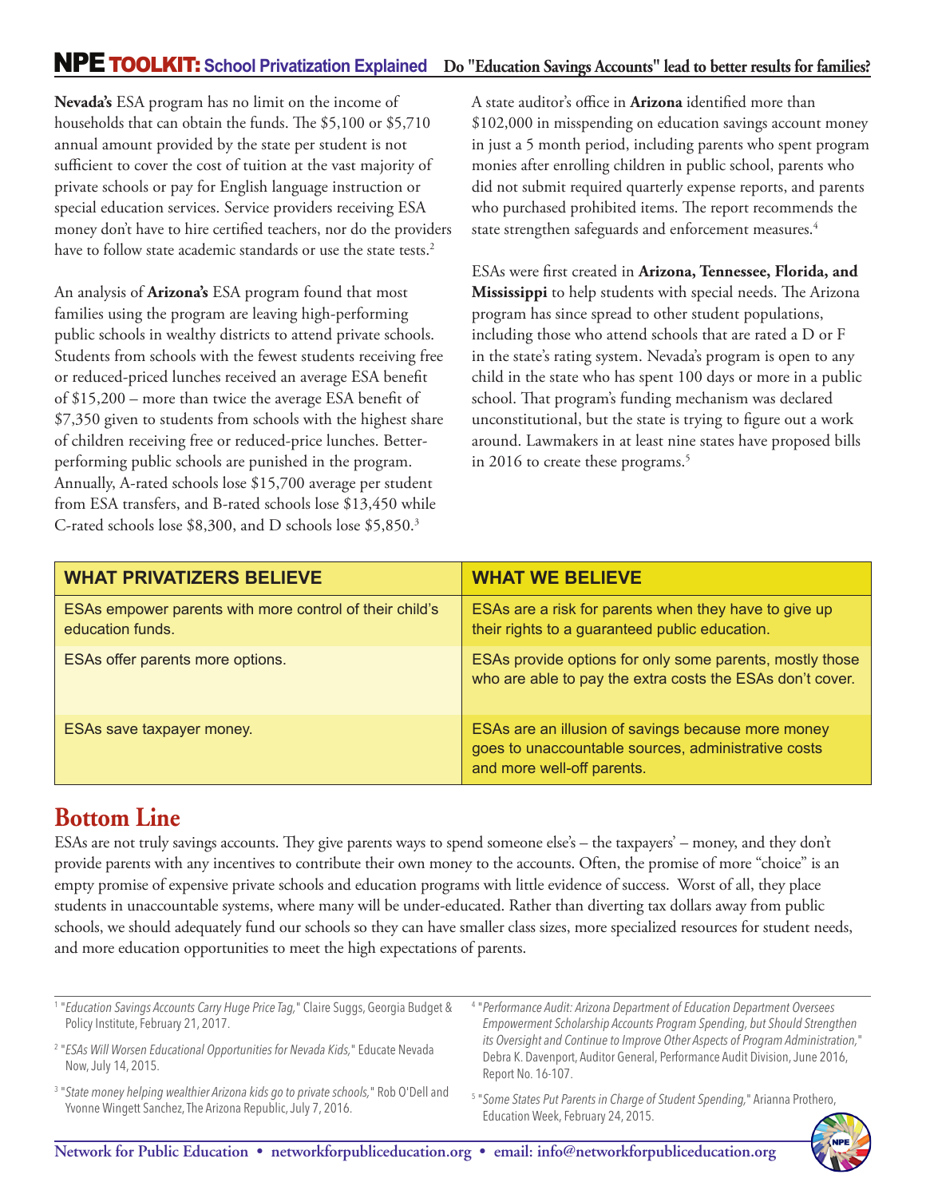**Nevada's** ESA program has no limit on the income of households that can obtain the funds. The $5,100 or $5,710 annual amount provided by the state per student is not sufficient to cover the cost of tuition at the vast majority of private schools or pay for English language instruction or special education services. Service providers receiving ESA money don't have to hire certified teachers, nor do the providers have to follow state academic standards or use the state tests.[2]

An analysis of **Arizona's** ESA program found that most families using the program are leaving high-performing public schools in wealthy districts to attend private schools. Students from schools with the fewest students receiving free or reduced-priced lunches received an average ESA benefit of $15,200 – more than twice the average ESA benefit of $7,350 given to students from schools with the highest share of children receiving free or reduced-price lunches. Better-performing public schools are punished in the program. Annually, A-rated schools lose $15,700 average per student from ESA transfers, and B-rated schools lose $13,450 while C-rated schools lose $8,300, and D schools lose $5,850.[3]

A state auditor's office in **Arizona** identified more than $102,000 in misspending on education savings account money in just a 5 month period, including parents who spent program monies after enrolling children in public school, parents who did not submit required quarterly expense reports, and parents who purchased prohibited items. The report recommends the state strengthen safeguards and enforcement measures.[4]

ESAs were first created in **Arizona, Tennessee, Florida, and Mississippi** to help students with special needs. The Arizona program has since spread to other student populations, including those who attend schools that are rated a D or F in the state's rating system. Nevada's program is open to any child in the state who has spent 100 days or more in a public school. That program's funding mechanism was declared unconstitutional, but the state is trying to figure out a work around. Lawmakers in at least nine states have proposed bills in 2016 to create these programs.[5]

| WHAT PRIVATIZERS BELIEVE | WHAT WE BELIEVE |
|---|---|
| ESAs empower parents with more control of their child's education funds. | ESAs are a risk for parents when they have to give up their rights to a guaranteed public education. |
| ESAs offer parents more options. | ESAs provide options for only some parents, mostly those who are able to pay the extra costs the ESAs don't cover. |
| ESAs save taxpayer money. | ESAs are an illusion of savings because more money goes to unaccountable sources, administrative costs and more well-off parents. |

## Bottom Line

ESAs are not truly savings accounts. They give parents ways to spend someone else's – the taxpayers' – money, and they don't provide parents with any incentives to contribute their own money to the accounts. Often, the promise of more "choice" is an empty promise of expensive private schools and education programs with little evidence of success. Worst of all, they place students in unaccountable systems, where many will be under-educated. Rather than diverting tax dollars away from public schools, we should adequately fund our schools so they can have smaller class sizes, more specialized resources for student needs, and more education opportunities to meet the high expectations of parents.

---

[1] "*Education Savings Accounts Carry Huge Price Tag,*" Claire Suggs, Georgia Budget & Policy Institute, February 21, 2017.

[2] "*ESAs Will Worsen Educational Opportunities for Nevada Kids,*" Educate Nevada Now, July 14, 2015.

[3] "*State money helping wealthier Arizona kids go to private schools,*" Rob O'Dell and Yvonne Wingett Sanchez, The Arizona Republic, July 7, 2016.

[4] "*Performance Audit: Arizona Department of Education Department Oversees Empowerment Scholarship Accounts Program Spending, but Should Strengthen its Oversight and Continue to Improve Other Aspects of Program Administration,*" Debra K. Davenport, Auditor General, Performance Audit Division, June 2016, Report No. 16-107.

[5] "*Some States Put Parents in Charge of Student Spending,*" Arianna Prothero, Education Week, February 24, 2015.